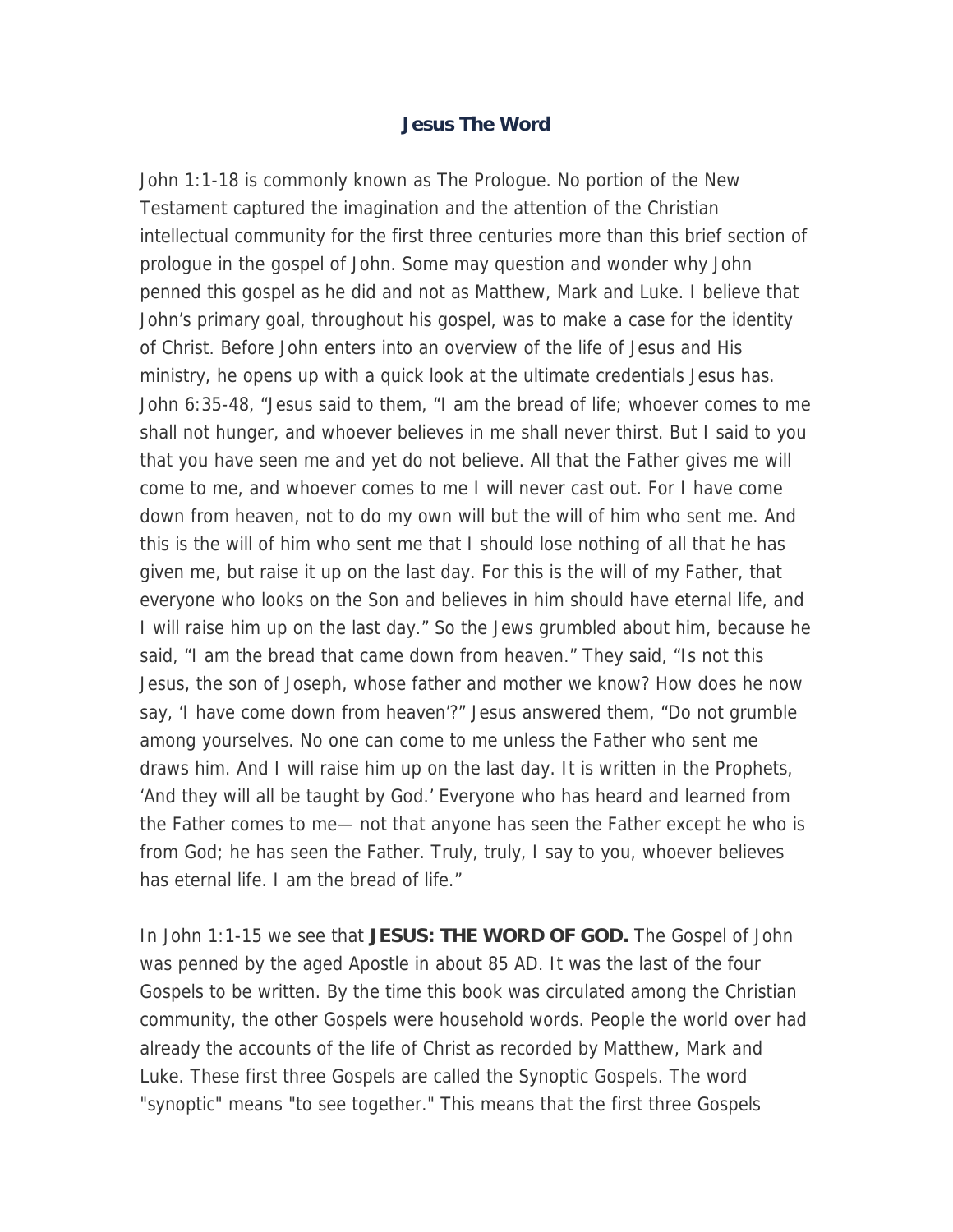# Jesus The Word

John 1:1-18 is commonly known as The Prologue. No portion of the New Testament captured the imagination and the attention of the Christian intellectual community for the first three centuries more than this brief section of prologue in the gospel of John. Some may question and wonder why John penned this gospel as he did and not as Matthew, Mark and Luke. I believe that John's primary goal, throughout his gospel, was to make a case for the identity of Christ. Before John enters into an overview of the life of Jesus and His ministry, he opens up with a quick look at the ultimate credentials Jesus has. John 6:35-48, "Jesus said to them, "I am the bread of life; whoever comes to me shall not hunger, and whoever believes in me shall never thirst. But I said to you that you have seen me and yet do not believe. All that the Father gives me will come to me, and whoever comes to me I will never cast out. For I have come down from heaven, not to do my own will but the will of him who sent me. And this is the will of him who sent me that I should lose nothing of all that he has given me, but raise it up on the last day. For this is the will of my Father, that everyone who looks on the Son and believes in him should have eternal life, and I will raise him up on the last day." So the Jews grumbled about him, because he said, "I am the bread that came down from heaven." They said, "Is not this Jesus, the son of Joseph, whose father and mother we know? How does he now say, 'I have come down from heaven'?" Jesus answered them, "Do not grumble among yourselves. No one can come to me unless the Father who sent me draws him. And I will raise him up on the last day. It is written in the Prophets, 'And they will all be taught by God.' Everyone who has heard and learned from the Father comes to me— not that anyone has seen the Father except he who is from God; he has seen the Father. Truly, truly, I say to you, whoever believes has eternal life. I am the bread of life."

In John 1:1-15 we see that **JESUS: THE WORD OF GOD.** The Gospel of John was penned by the aged Apostle in about 85 AD. It was the last of the four Gospels to be written. By the time this book was circulated among the Christian community, the other Gospels were household words. People the world over had already the accounts of the life of Christ as recorded by Matthew, Mark and Luke. These first three Gospels are called the Synoptic Gospels. The word "synoptic" means "to see together." This means that the first three Gospels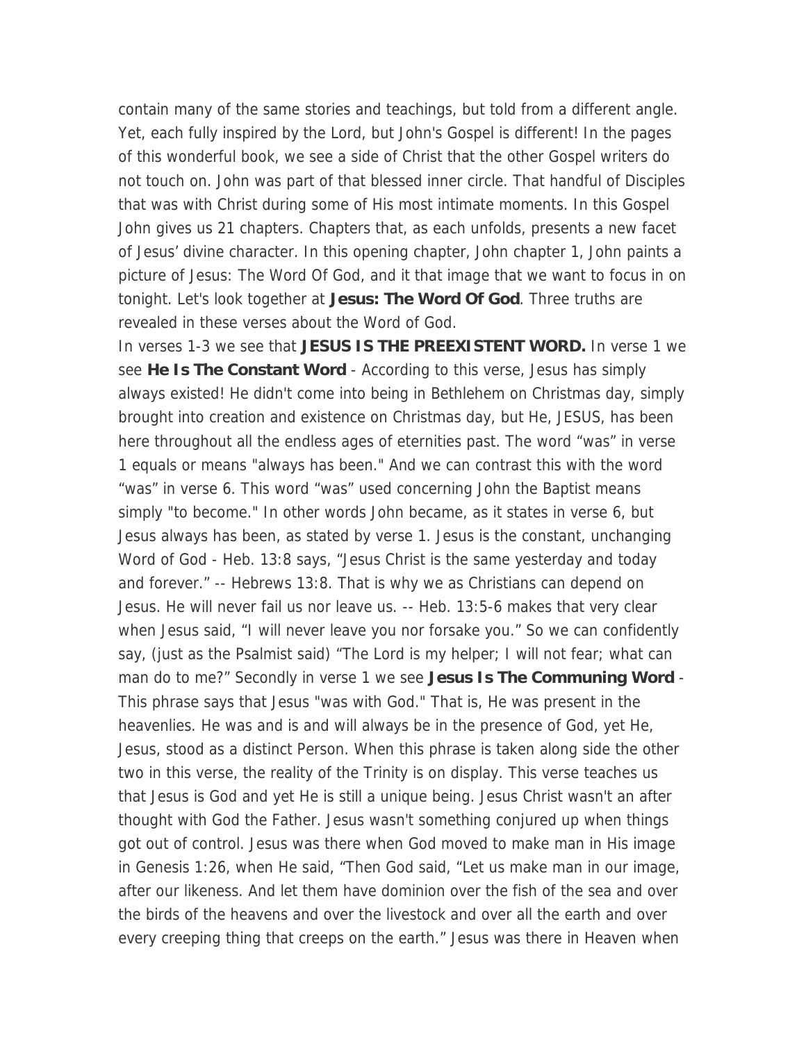contain many of the same stories and teachings, but told from a different angle. Yet, each fully inspired by the Lord, but John's Gospel is different! In the pages of this wonderful book, we see a side of Christ that the other Gospel writers do not touch on. John was part of that blessed inner circle. That handful of Disciples that was with Christ during some of His most intimate moments. In this Gospel John gives us 21 chapters. Chapters that, as each unfolds, presents a new facet of Jesus' divine character. In this opening chapter, John chapter 1, John paints a picture of Jesus: The Word Of God, and it that image that we want to focus in on tonight. Let's look together at **Jesus: The Word Of God**. Three truths are revealed in these verses about the Word of God.

In verses 1-3 we see that **JESUS IS THE PREEXISTENT WORD.** In verse 1 we see **He Is The Constant Word** - According to this verse, Jesus has simply always existed! He didn't come into being in Bethlehem on Christmas day, simply brought into creation and existence on Christmas day, but He, JESUS, has been here throughout all the endless ages of eternities past. The word "was" in verse 1 equals or means "always has been." And we can contrast this with the word "was" in verse 6. This word "was" used concerning John the Baptist means simply "to become." In other words John became, as it states in verse 6, but Jesus always has been, as stated by verse 1. Jesus is the constant, unchanging Word of God - Heb. 13:8 says, "Jesus Christ is the same yesterday and today and forever." -- Hebrews 13:8. That is why we as Christians can depend on Jesus. He will never fail us nor leave us. -- Heb. 13:5-6 makes that very clear when Jesus said, "I will never leave you nor forsake you." So we can confidently say, (just as the Psalmist said) "The Lord is my helper; I will not fear; what can man do to me?" Secondly in verse 1 we see **Jesus Is The Communing Word** - This phrase says that Jesus "was with God." That is, He was present in the heavenlies. He was and is and will always be in the presence of God, yet He, Jesus, stood as a distinct Person. When this phrase is taken along side the other two in this verse, the reality of the Trinity is on display. This verse teaches us that Jesus is God and yet He is still a unique being. Jesus Christ wasn't an after thought with God the Father. Jesus wasn't something conjured up when things got out of control. Jesus was there when God moved to make man in His image in Genesis 1:26, when He said, "Then God said, "Let us make man in our image, after our likeness. And let them have dominion over the fish of the sea and over the birds of the heavens and over the livestock and over all the earth and over every creeping thing that creeps on the earth." Jesus was there in Heaven when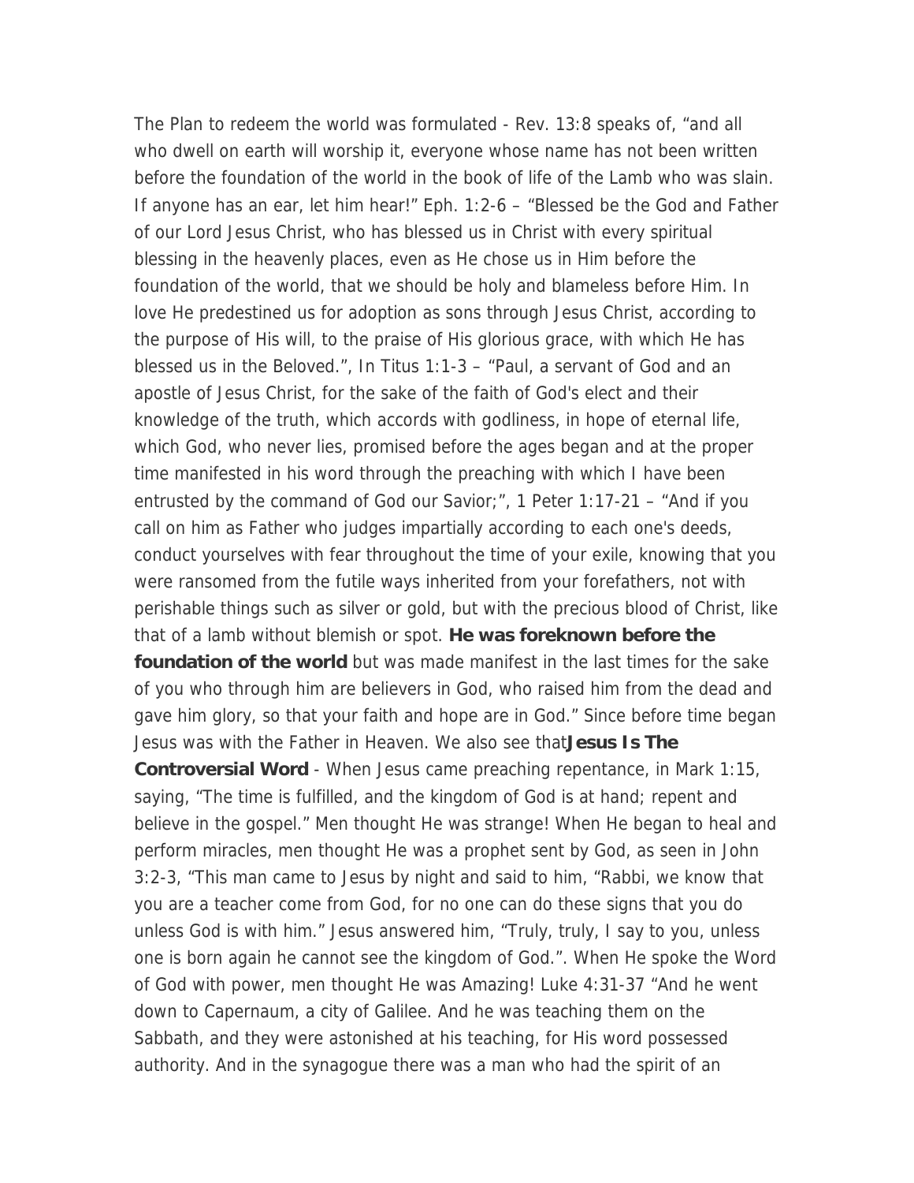The Plan to redeem the world was formulated - Rev. 13:8 speaks of, "and all who dwell on earth will worship it, everyone whose name has not been written before the foundation of the world in the book of life of the Lamb who was slain. If anyone has an ear, let him hear!" Eph. 1:2-6 – "Blessed be the God and Father of our Lord Jesus Christ, who has blessed us in Christ with every spiritual blessing in the heavenly places, even as He chose us in Him before the foundation of the world, that we should be holy and blameless before Him. In love He predestined us for adoption as sons through Jesus Christ, according to the purpose of His will, to the praise of His glorious grace, with which He has blessed us in the Beloved.", In Titus 1:1-3 – "Paul, a servant of God and an apostle of Jesus Christ, for the sake of the faith of God's elect and their knowledge of the truth, which accords with godliness, in hope of eternal life, which God, who never lies, promised before the ages began and at the proper time manifested in his word through the preaching with which I have been entrusted by the command of God our Savior;", 1 Peter 1:17-21 – "And if you call on him as Father who judges impartially according to each one's deeds, conduct yourselves with fear throughout the time of your exile, knowing that you were ransomed from the futile ways inherited from your forefathers, not with perishable things such as silver or gold, but with the precious blood of Christ, like that of a lamb without blemish or spot. **He was foreknown before the foundation of the world** but was made manifest in the last times for the sake of you who through him are believers in God, who raised him from the dead and gave him glory, so that your faith and hope are in God." Since before time began Jesus was with the Father in Heaven. We also see that **Jesus Is The Controversial Word** - When Jesus came preaching repentance, in Mark 1:15, saying, "The time is fulfilled, and the kingdom of God is at hand; repent and believe in the gospel." Men thought He was strange! When He began to heal and perform miracles, men thought He was a prophet sent by God, as seen in John 3:2-3, "This man came to Jesus by night and said to him, "Rabbi, we know that you are a teacher come from God, for no one can do these signs that you do unless God is with him." Jesus answered him, "Truly, truly, I say to you, unless one is born again he cannot see the kingdom of God.". When He spoke the Word of God with power, men thought He was Amazing! Luke 4:31-37 "And he went down to Capernaum, a city of Galilee. And he was teaching them on the Sabbath, and they were astonished at his teaching, for His word possessed authority. And in the synagogue there was a man who had the spirit of an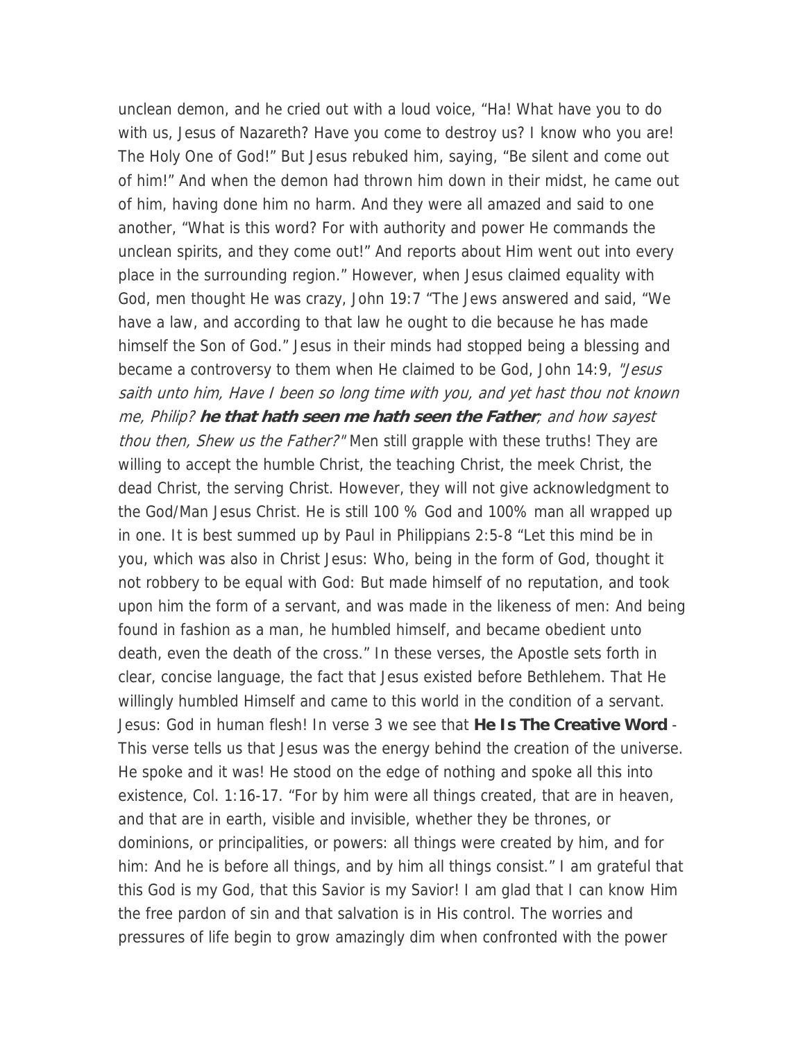unclean demon, and he cried out with a loud voice, "Ha! What have you to do with us, Jesus of Nazareth? Have you come to destroy us? I know who you are! The Holy One of God!" But Jesus rebuked him, saying, "Be silent and come out of him!" And when the demon had thrown him down in their midst, he came out of him, having done him no harm. And they were all amazed and said to one another, "What is this word? For with authority and power He commands the unclean spirits, and they come out!" And reports about Him went out into every place in the surrounding region." However, when Jesus claimed equality with God, men thought He was crazy, John 19:7 "The Jews answered and said, "We have a law, and according to that law he ought to die because he has made himself the Son of God." Jesus in their minds had stopped being a blessing and became a controversy to them when He claimed to be God, John 14:9, *"Jesus saith unto him, Have I been so long time with you, and yet hast thou not known me, Philip?* ***he that hath seen me hath seen the Father****; and how sayest thou then, Shew us the Father?"* Men still grapple with these truths! They are willing to accept the humble Christ, the teaching Christ, the meek Christ, the dead Christ, the serving Christ. However, they will not give acknowledgment to the God/Man Jesus Christ. He is still 100 % God and 100% man all wrapped up in one. It is best summed up by Paul in Philippians 2:5-8 "Let this mind be in you, which was also in Christ Jesus: Who, being in the form of God, thought it not robbery to be equal with God: But made himself of no reputation, and took upon him the form of a servant, and was made in the likeness of men: And being found in fashion as a man, he humbled himself, and became obedient unto death, even the death of the cross." In these verses, the Apostle sets forth in clear, concise language, the fact that Jesus existed before Bethlehem. That He willingly humbled Himself and came to this world in the condition of a servant. Jesus: God in human flesh! In verse 3 we see that **He Is The Creative Word** - This verse tells us that Jesus was the energy behind the creation of the universe. He spoke and it was! He stood on the edge of nothing and spoke all this into existence, Col. 1:16-17. "For by him were all things created, that are in heaven, and that are in earth, visible and invisible, whether they be thrones, or dominions, or principalities, or powers: all things were created by him, and for him: And he is before all things, and by him all things consist." I am grateful that this God is my God, that this Savior is my Savior! I am glad that I can know Him the free pardon of sin and that salvation is in His control. The worries and pressures of life begin to grow amazingly dim when confronted with the power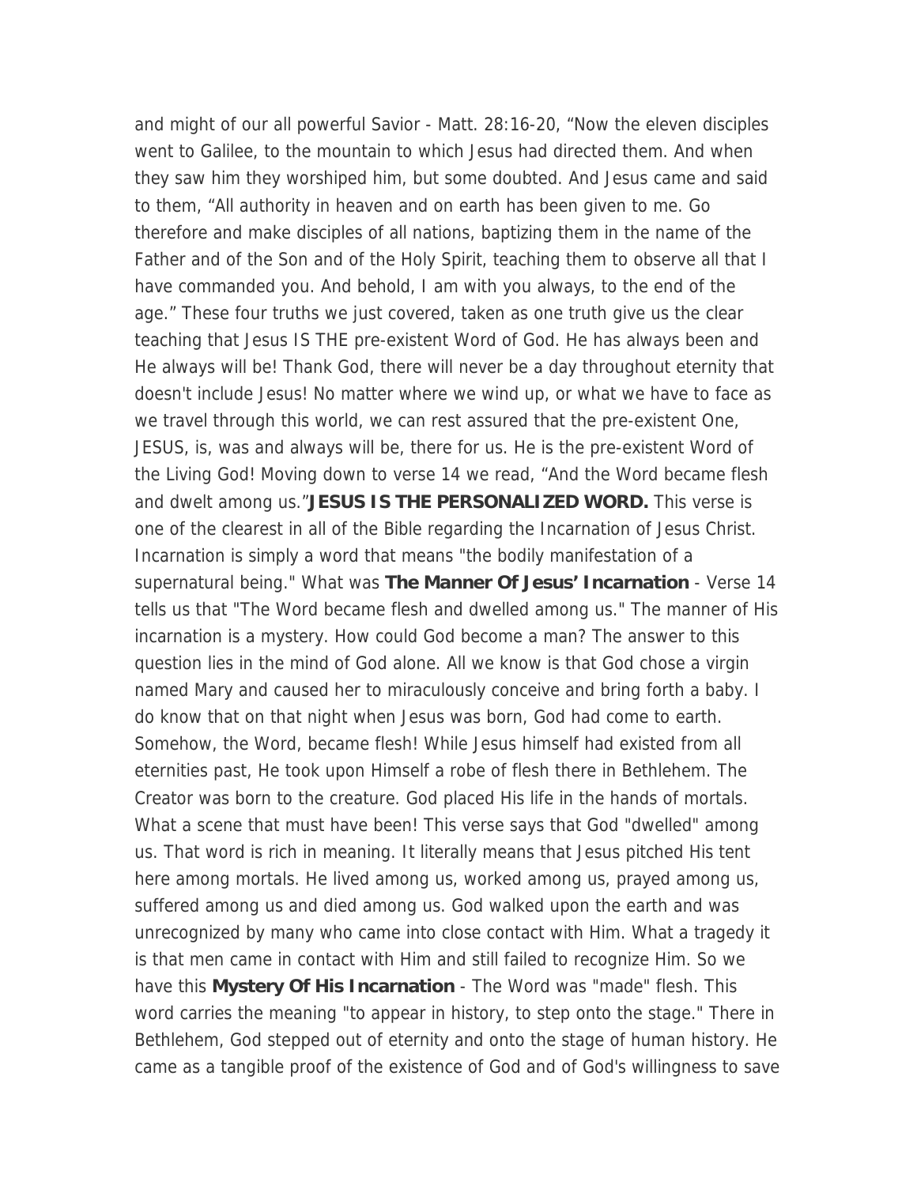and might of our all powerful Savior - Matt. 28:16-20, “Now the eleven disciples went to Galilee, to the mountain to which Jesus had directed them. And when they saw him they worshiped him, but some doubted. And Jesus came and said to them, “All authority in heaven and on earth has been given to me. Go therefore and make disciples of all nations, baptizing them in the name of the Father and of the Son and of the Holy Spirit, teaching them to observe all that I have commanded you. And behold, I am with you always, to the end of the age.” These four truths we just covered, taken as one truth give us the clear teaching that Jesus IS THE pre-existent Word of God. He has always been and He always will be! Thank God, there will never be a day throughout eternity that doesn't include Jesus! No matter where we wind up, or what we have to face as we travel through this world, we can rest assured that the pre-existent One, JESUS, is, was and always will be, there for us. He is the pre-existent Word of the Living God! Moving down to verse 14 we read, “And the Word became flesh and dwelt among us.”**JESUS IS THE PERSONALIZED WORD.** This verse is one of the clearest in all of the Bible regarding the Incarnation of Jesus Christ. Incarnation is simply a word that means "the bodily manifestation of a supernatural being." What was **The Manner Of Jesus' Incarnation** - Verse 14 tells us that "The Word became flesh and dwelled among us." The manner of His incarnation is a mystery. How could God become a man? The answer to this question lies in the mind of God alone. All we know is that God chose a virgin named Mary and caused her to miraculously conceive and bring forth a baby. I do know that on that night when Jesus was born, God had come to earth. Somehow, the Word, became flesh! While Jesus himself had existed from all eternities past, He took upon Himself a robe of flesh there in Bethlehem. The Creator was born to the creature. God placed His life in the hands of mortals. What a scene that must have been! This verse says that God "dwelled" among us. That word is rich in meaning. It literally means that Jesus pitched His tent here among mortals. He lived among us, worked among us, prayed among us, suffered among us and died among us. God walked upon the earth and was unrecognized by many who came into close contact with Him. What a tragedy it is that men came in contact with Him and still failed to recognize Him. So we have this **Mystery Of His Incarnation** - The Word was "made" flesh. This word carries the meaning "to appear in history, to step onto the stage." There in Bethlehem, God stepped out of eternity and onto the stage of human history. He came as a tangible proof of the existence of God and of God's willingness to save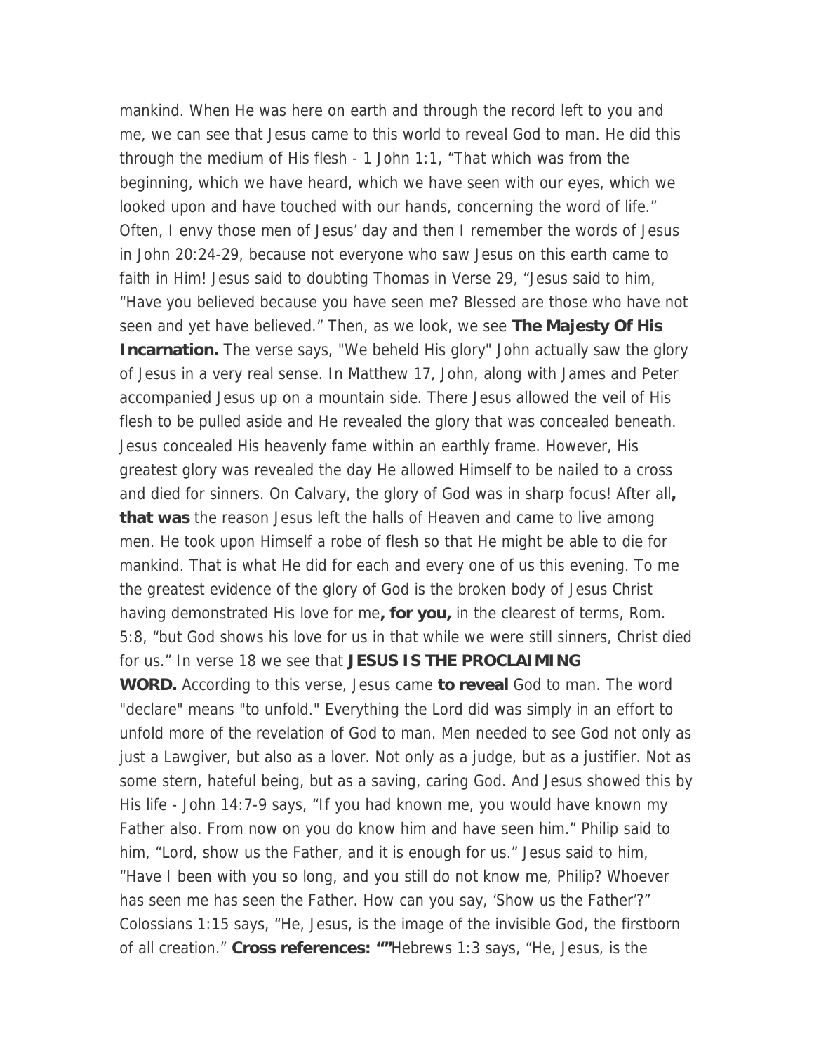mankind. When He was here on earth and through the record left to you and me, we can see that Jesus came to this world to reveal God to man. He did this through the medium of His flesh - 1 John 1:1, "That which was from the beginning, which we have heard, which we have seen with our eyes, which we looked upon and have touched with our hands, concerning the word of life." Often, I envy those men of Jesus' day and then I remember the words of Jesus in John 20:24-29, because not everyone who saw Jesus on this earth came to faith in Him! Jesus said to doubting Thomas in Verse 29, "Jesus said to him, "Have you believed because you have seen me? Blessed are those who have not seen and yet have believed." Then, as we look, we see **The Majesty Of His Incarnation.** The verse says, "We beheld His glory" John actually saw the glory of Jesus in a very real sense. In Matthew 17, John, along with James and Peter accompanied Jesus up on a mountain side. There Jesus allowed the veil of His flesh to be pulled aside and He revealed the glory that was concealed beneath. Jesus concealed His heavenly fame within an earthly frame. However, His greatest glory was revealed the day He allowed Himself to be nailed to a cross and died for sinners. On Calvary, the glory of God was in sharp focus! After all**, that was** the reason Jesus left the halls of Heaven and came to live among men. He took upon Himself a robe of flesh so that He might be able to die for mankind. That is what He did for each and every one of us this evening. To me the greatest evidence of the glory of God is the broken body of Jesus Christ having demonstrated His love for me**, for you,** in the clearest of terms, Rom. 5:8, "but God shows his love for us in that while we were still sinners, Christ died for us." In verse 18 we see that **JESUS IS THE PROCLAIMING WORD.** According to this verse, Jesus came **to reveal** God to man. The word "declare" means "to unfold." Everything the Lord did was simply in an effort to unfold more of the revelation of God to man. Men needed to see God not only as just a Lawgiver, but also as a lover. Not only as a judge, but as a justifier. Not as some stern, hateful being, but as a saving, caring God. And Jesus showed this by His life - John 14:7-9 says, "If you had known me, you would have known my Father also. From now on you do know him and have seen him." Philip said to him, "Lord, show us the Father, and it is enough for us." Jesus said to him, "Have I been with you so long, and you still do not know me, Philip? Whoever has seen me has seen the Father. How can you say, 'Show us the Father'?" Colossians 1:15 says, "He, Jesus, is the image of the invisible God, the firstborn of all creation." **Cross references: ""**Hebrews 1:3 says, "He, Jesus, is the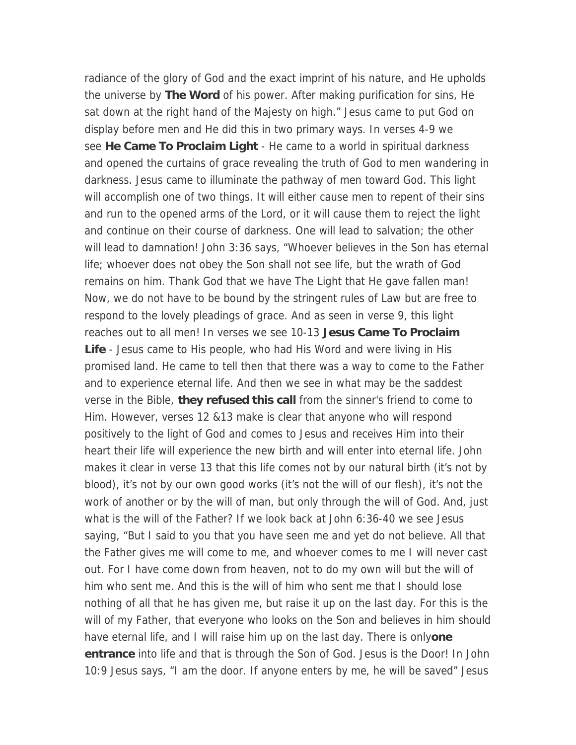radiance of the glory of God and the exact imprint of his nature, and He upholds the universe by **The Word** of his power. After making purification for sins, He sat down at the right hand of the Majesty on high.” Jesus came to put God on display before men and He did this in two primary ways. In verses 4-9 we see **He Came To Proclaim Light** - He came to a world in spiritual darkness and opened the curtains of grace revealing the truth of God to men wandering in darkness. Jesus came to illuminate the pathway of men toward God. This light will accomplish one of two things. It will either cause men to repent of their sins and run to the opened arms of the Lord, or it will cause them to reject the light and continue on their course of darkness. One will lead to salvation; the other will lead to damnation! John 3:36 says, “Whoever believes in the Son has eternal life; whoever does not obey the Son shall not see life, but the wrath of God remains on him. Thank God that we have The Light that He gave fallen man! Now, we do not have to be bound by the stringent rules of Law but are free to respond to the lovely pleadings of grace. And as seen in verse 9, this light reaches out to all men! In verses we see 10-13 **Jesus Came To Proclaim Life** - Jesus came to His people, who had His Word and were living in His promised land. He came to tell then that there was a way to come to the Father and to experience eternal life. And then we see in what may be the saddest verse in the Bible, **they refused this call** from the sinner's friend to come to Him. However, verses 12 &13 make is clear that anyone who will respond positively to the light of God and comes to Jesus and receives Him into their heart their life will experience the new birth and will enter into eternal life. John makes it clear in verse 13 that this life comes not by our natural birth (it’s not by blood), it’s not by our own good works (it’s not the will of our flesh), it’s not the work of another or by the will of man, but only through the will of God. And, just what is the will of the Father? If we look back at John 6:36-40 we see Jesus saying, “But I said to you that you have seen me and yet do not believe. All that the Father gives me will come to me, and whoever comes to me I will never cast out. For I have come down from heaven, not to do my own will but the will of him who sent me. And this is the will of him who sent me that I should lose nothing of all that he has given me, but raise it up on the last day. For this is the will of my Father, that everyone who looks on the Son and believes in him should have eternal life, and I will raise him up on the last day. There is only**one entrance** into life and that is through the Son of God. Jesus is the Door! In John 10:9 Jesus says, “I am the door. If anyone enters by me, he will be saved” Jesus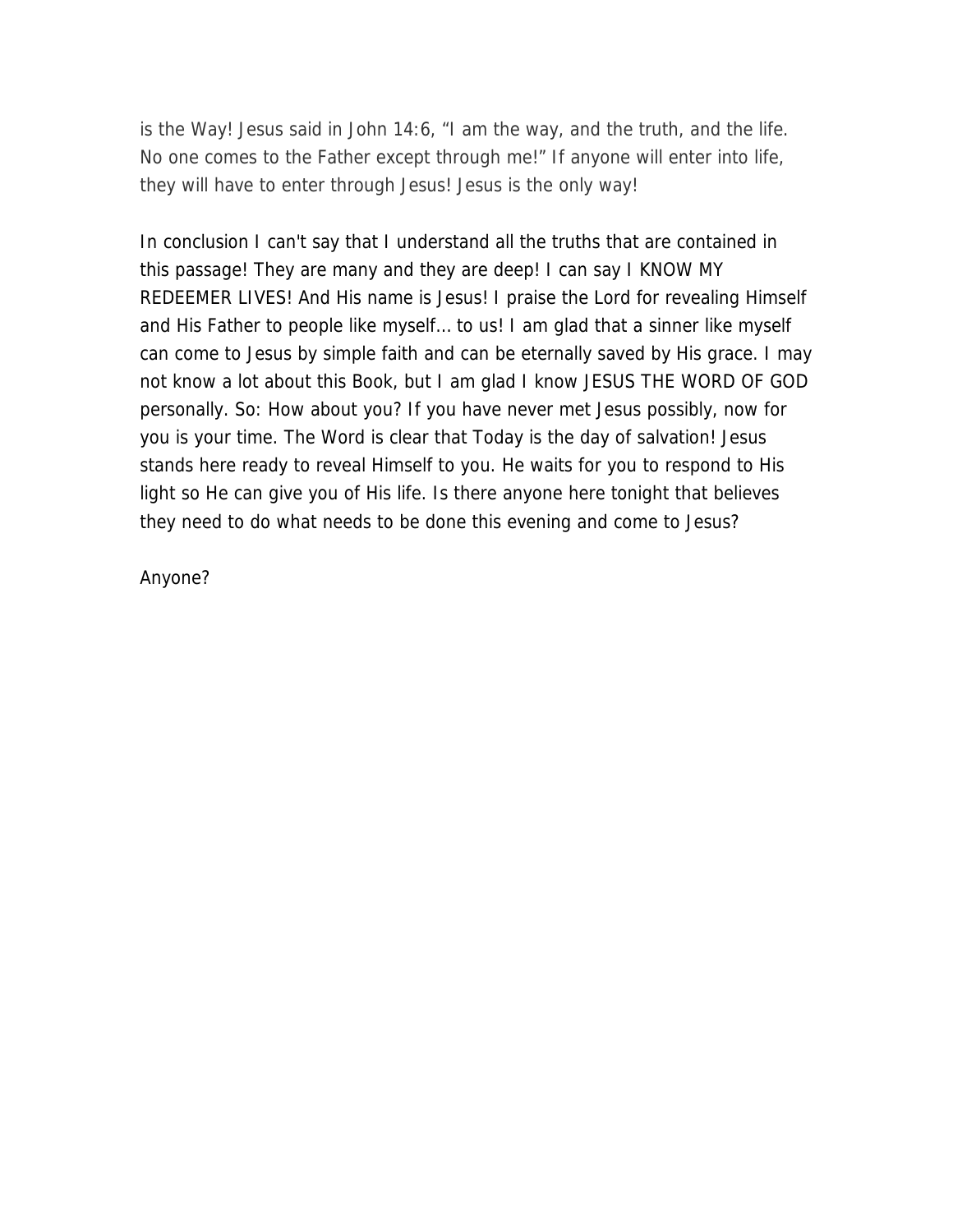is the Way! Jesus said in John 14:6, "I am the way, and the truth, and the life. No one comes to the Father except through me!" If anyone will enter into life, they will have to enter through Jesus! Jesus is the only way!

In conclusion I can't say that I understand all the truths that are contained in this passage! They are many and they are deep! I can say I KNOW MY REDEEMER LIVES! And His name is Jesus! I praise the Lord for revealing Himself and His Father to people like myself… to us! I am glad that a sinner like myself can come to Jesus by simple faith and can be eternally saved by His grace. I may not know a lot about this Book, but I am glad I know JESUS THE WORD OF GOD personally. So: How about you? If you have never met Jesus possibly, now for you is your time. The Word is clear that Today is the day of salvation! Jesus stands here ready to reveal Himself to you. He waits for you to respond to His light so He can give you of His life. Is there anyone here tonight that believes they need to do what needs to be done this evening and come to Jesus?

Anyone?